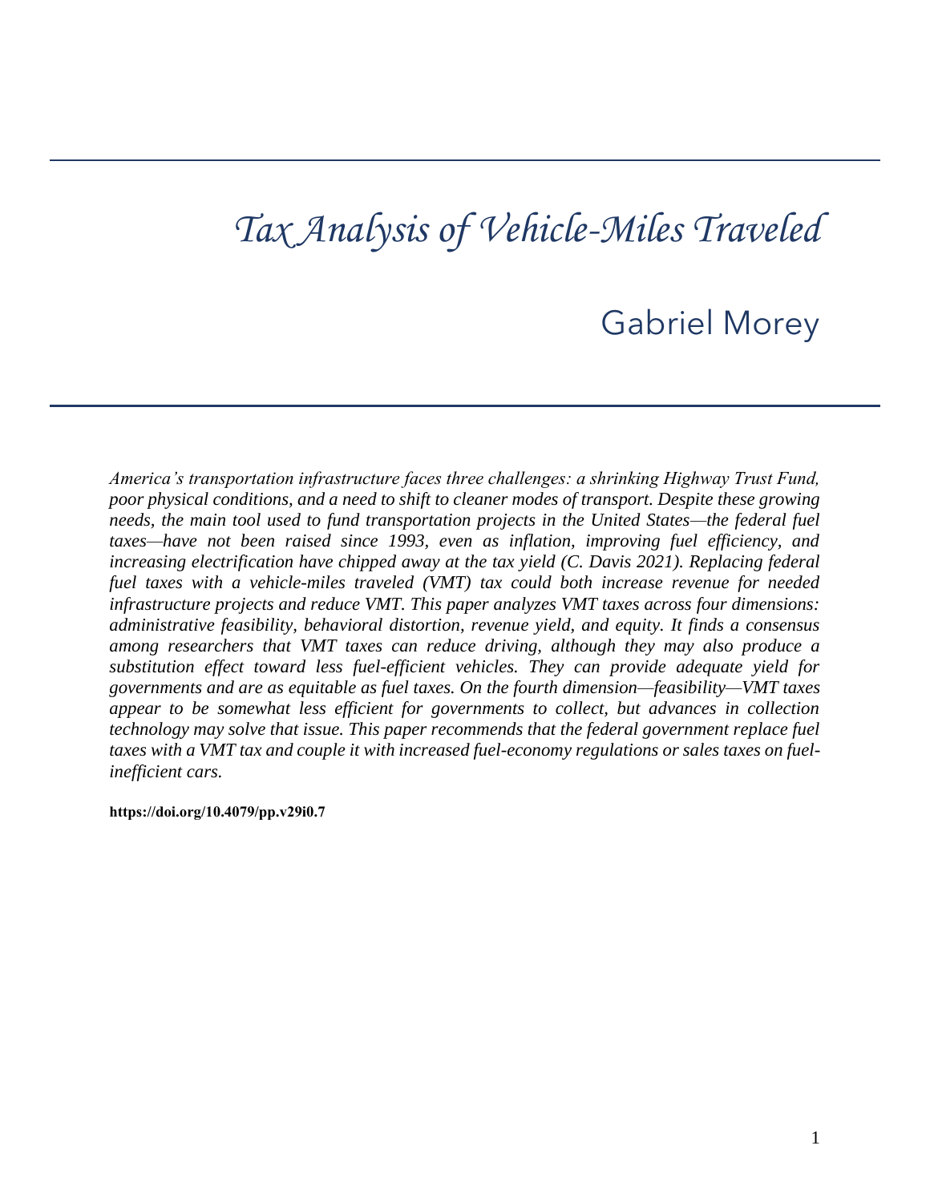# Tax Analysis of Vehicle-Miles Traveled

## Gabriel Morey

*America's transportation infrastructure faces three challenges: a shrinking Highway Trust Fund, poor physical conditions, and a need to shift to cleaner modes of transport. Despite these growing needs, the main tool used to fund transportation projects in the United States—the federal fuel taxes—have not been raised since 1993, even as inflation, improving fuel efficiency, and increasing electrification have chipped away at the tax yield (C. Davis 2021). Replacing federal fuel taxes with a vehicle-miles traveled (VMT) tax could both increase revenue for needed infrastructure projects and reduce VMT. This paper analyzes VMT taxes across four dimensions: administrative feasibility, behavioral distortion, revenue yield, and equity. It finds a consensus among researchers that VMT taxes can reduce driving, although they may also produce a substitution effect toward less fuel-efficient vehicles. They can provide adequate yield for governments and are as equitable as fuel taxes. On the fourth dimension—feasibility—VMT taxes appear to be somewhat less efficient for governments to collect, but advances in collection technology may solve that issue. This paper recommends that the federal government replace fuel taxes with a VMT tax and couple it with increased fuel-economy regulations or sales taxes on fuel-inefficient cars.*

**https://doi.org/10.4079/pp.v29i0.7**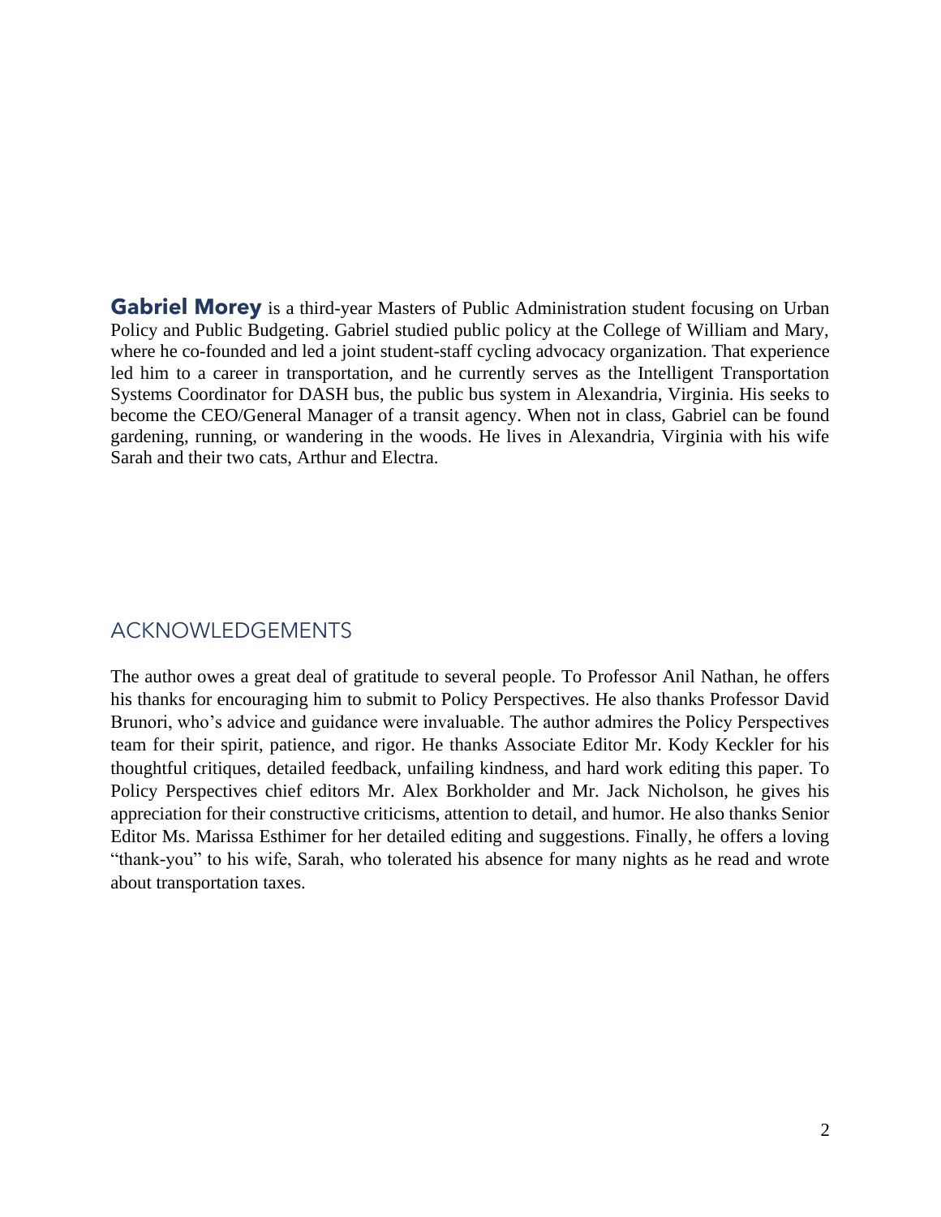**Gabriel Morey** is a third-year Masters of Public Administration student focusing on Urban Policy and Public Budgeting. Gabriel studied public policy at the College of William and Mary, where he co-founded and led a joint student-staff cycling advocacy organization. That experience led him to a career in transportation, and he currently serves as the Intelligent Transportation Systems Coordinator for DASH bus, the public bus system in Alexandria, Virginia. His seeks to become the CEO/General Manager of a transit agency. When not in class, Gabriel can be found gardening, running, or wandering in the woods. He lives in Alexandria, Virginia with his wife Sarah and their two cats, Arthur and Electra.

## ACKNOWLEDGEMENTS

The author owes a great deal of gratitude to several people. To Professor Anil Nathan, he offers his thanks for encouraging him to submit to Policy Perspectives. He also thanks Professor David Brunori, who's advice and guidance were invaluable. The author admires the Policy Perspectives team for their spirit, patience, and rigor. He thanks Associate Editor Mr. Kody Keckler for his thoughtful critiques, detailed feedback, unfailing kindness, and hard work editing this paper. To Policy Perspectives chief editors Mr. Alex Borkholder and Mr. Jack Nicholson, he gives his appreciation for their constructive criticisms, attention to detail, and humor. He also thanks Senior Editor Ms. Marissa Esthimer for her detailed editing and suggestions. Finally, he offers a loving "thank-you" to his wife, Sarah, who tolerated his absence for many nights as he read and wrote about transportation taxes.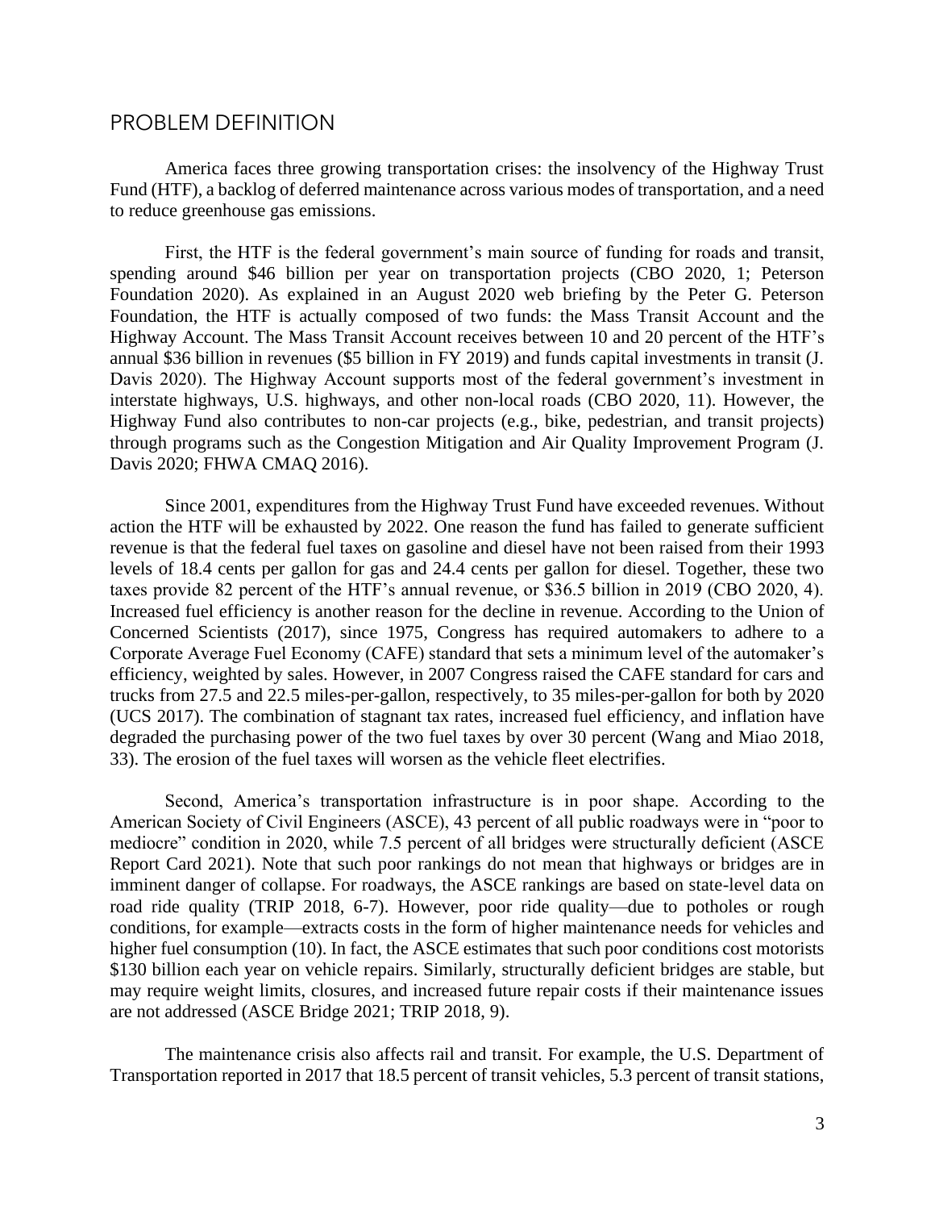## PROBLEM DEFINITION

America faces three growing transportation crises: the insolvency of the Highway Trust Fund (HTF), a backlog of deferred maintenance across various modes of transportation, and a need to reduce greenhouse gas emissions.

First, the HTF is the federal government's main source of funding for roads and transit, spending around $46 billion per year on transportation projects (CBO 2020, 1; Peterson Foundation 2020). As explained in an August 2020 web briefing by the Peter G. Peterson Foundation, the HTF is actually composed of two funds: the Mass Transit Account and the Highway Account. The Mass Transit Account receives between 10 and 20 percent of the HTF's annual $36 billion in revenues ($5 billion in FY 2019) and funds capital investments in transit (J. Davis 2020). The Highway Account supports most of the federal government's investment in interstate highways, U.S. highways, and other non-local roads (CBO 2020, 11). However, the Highway Fund also contributes to non-car projects (e.g., bike, pedestrian, and transit projects) through programs such as the Congestion Mitigation and Air Quality Improvement Program (J. Davis 2020; FHWA CMAQ 2016).

Since 2001, expenditures from the Highway Trust Fund have exceeded revenues. Without action the HTF will be exhausted by 2022. One reason the fund has failed to generate sufficient revenue is that the federal fuel taxes on gasoline and diesel have not been raised from their 1993 levels of 18.4 cents per gallon for gas and 24.4 cents per gallon for diesel. Together, these two taxes provide 82 percent of the HTF's annual revenue, or $36.5 billion in 2019 (CBO 2020, 4). Increased fuel efficiency is another reason for the decline in revenue. According to the Union of Concerned Scientists (2017), since 1975, Congress has required automakers to adhere to a Corporate Average Fuel Economy (CAFE) standard that sets a minimum level of the automaker's efficiency, weighted by sales. However, in 2007 Congress raised the CAFE standard for cars and trucks from 27.5 and 22.5 miles-per-gallon, respectively, to 35 miles-per-gallon for both by 2020 (UCS 2017). The combination of stagnant tax rates, increased fuel efficiency, and inflation have degraded the purchasing power of the two fuel taxes by over 30 percent (Wang and Miao 2018, 33). The erosion of the fuel taxes will worsen as the vehicle fleet electrifies.

Second, America's transportation infrastructure is in poor shape. According to the American Society of Civil Engineers (ASCE), 43 percent of all public roadways were in "poor to mediocre" condition in 2020, while 7.5 percent of all bridges were structurally deficient (ASCE Report Card 2021). Note that such poor rankings do not mean that highways or bridges are in imminent danger of collapse. For roadways, the ASCE rankings are based on state-level data on road ride quality (TRIP 2018, 6-7). However, poor ride quality—due to potholes or rough conditions, for example—extracts costs in the form of higher maintenance needs for vehicles and higher fuel consumption (10). In fact, the ASCE estimates that such poor conditions cost motorists $130 billion each year on vehicle repairs. Similarly, structurally deficient bridges are stable, but may require weight limits, closures, and increased future repair costs if their maintenance issues are not addressed (ASCE Bridge 2021; TRIP 2018, 9).

The maintenance crisis also affects rail and transit. For example, the U.S. Department of Transportation reported in 2017 that 18.5 percent of transit vehicles, 5.3 percent of transit stations,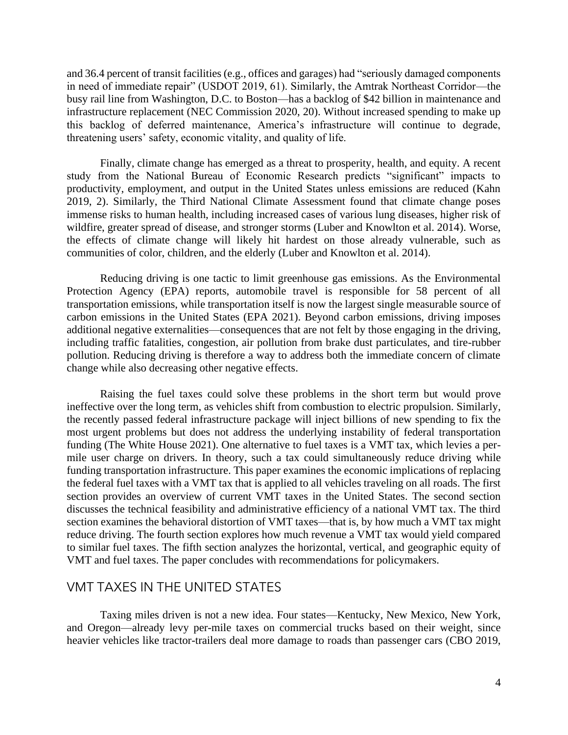and 36.4 percent of transit facilities (e.g., offices and garages) had "seriously damaged components in need of immediate repair" (USDOT 2019, 61). Similarly, the Amtrak Northeast Corridor—the busy rail line from Washington, D.C. to Boston—has a backlog of $42 billion in maintenance and infrastructure replacement (NEC Commission 2020, 20). Without increased spending to make up this backlog of deferred maintenance, America's infrastructure will continue to degrade, threatening users' safety, economic vitality, and quality of life.

Finally, climate change has emerged as a threat to prosperity, health, and equity. A recent study from the National Bureau of Economic Research predicts "significant" impacts to productivity, employment, and output in the United States unless emissions are reduced (Kahn 2019, 2). Similarly, the Third National Climate Assessment found that climate change poses immense risks to human health, including increased cases of various lung diseases, higher risk of wildfire, greater spread of disease, and stronger storms (Luber and Knowlton et al. 2014). Worse, the effects of climate change will likely hit hardest on those already vulnerable, such as communities of color, children, and the elderly (Luber and Knowlton et al. 2014).

Reducing driving is one tactic to limit greenhouse gas emissions. As the Environmental Protection Agency (EPA) reports, automobile travel is responsible for 58 percent of all transportation emissions, while transportation itself is now the largest single measurable source of carbon emissions in the United States (EPA 2021). Beyond carbon emissions, driving imposes additional negative externalities—consequences that are not felt by those engaging in the driving, including traffic fatalities, congestion, air pollution from brake dust particulates, and tire-rubber pollution. Reducing driving is therefore a way to address both the immediate concern of climate change while also decreasing other negative effects.

Raising the fuel taxes could solve these problems in the short term but would prove ineffective over the long term, as vehicles shift from combustion to electric propulsion. Similarly, the recently passed federal infrastructure package will inject billions of new spending to fix the most urgent problems but does not address the underlying instability of federal transportation funding (The White House 2021). One alternative to fuel taxes is a VMT tax, which levies a per-mile user charge on drivers. In theory, such a tax could simultaneously reduce driving while funding transportation infrastructure. This paper examines the economic implications of replacing the federal fuel taxes with a VMT tax that is applied to all vehicles traveling on all roads. The first section provides an overview of current VMT taxes in the United States. The second section discusses the technical feasibility and administrative efficiency of a national VMT tax. The third section examines the behavioral distortion of VMT taxes—that is, by how much a VMT tax might reduce driving. The fourth section explores how much revenue a VMT tax would yield compared to similar fuel taxes. The fifth section analyzes the horizontal, vertical, and geographic equity of VMT and fuel taxes. The paper concludes with recommendations for policymakers.

## VMT TAXES IN THE UNITED STATES

Taxing miles driven is not a new idea. Four states—Kentucky, New Mexico, New York, and Oregon—already levy per-mile taxes on commercial trucks based on their weight, since heavier vehicles like tractor-trailers deal more damage to roads than passenger cars (CBO 2019,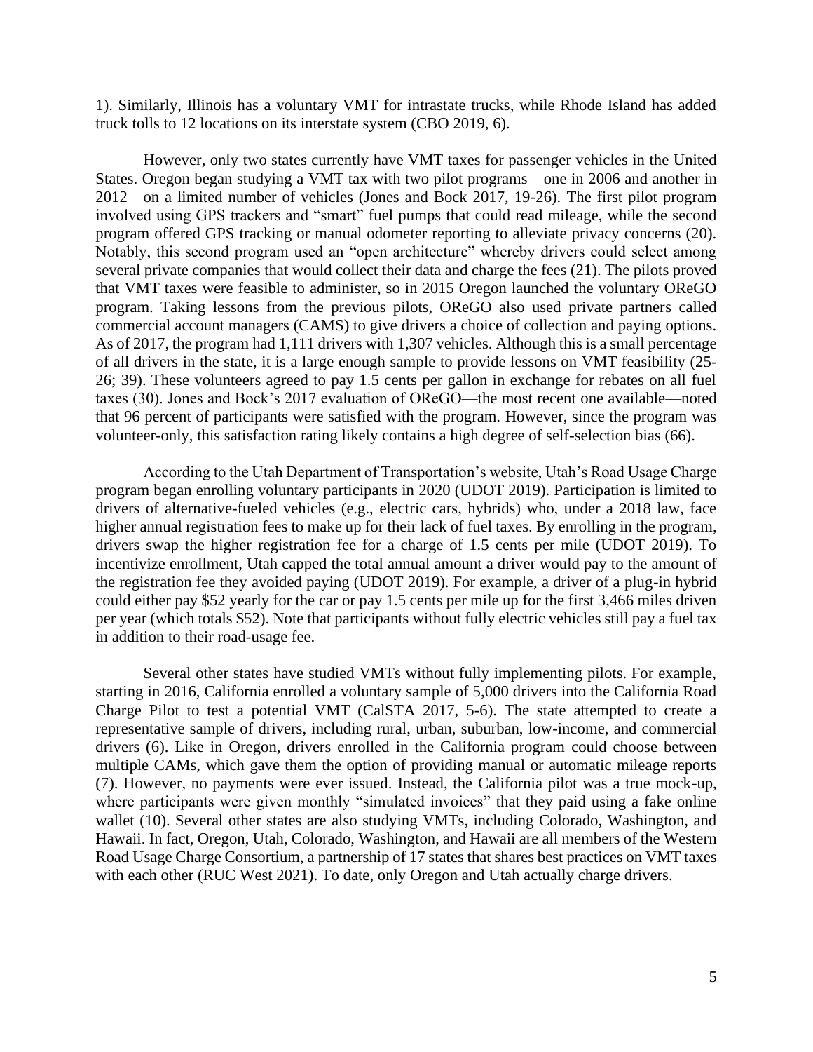1). Similarly, Illinois has a voluntary VMT for intrastate trucks, while Rhode Island has added truck tolls to 12 locations on its interstate system (CBO 2019, 6).

However, only two states currently have VMT taxes for passenger vehicles in the United States. Oregon began studying a VMT tax with two pilot programs—one in 2006 and another in 2012—on a limited number of vehicles (Jones and Bock 2017, 19-26). The first pilot program involved using GPS trackers and "smart" fuel pumps that could read mileage, while the second program offered GPS tracking or manual odometer reporting to alleviate privacy concerns (20). Notably, this second program used an "open architecture" whereby drivers could select among several private companies that would collect their data and charge the fees (21). The pilots proved that VMT taxes were feasible to administer, so in 2015 Oregon launched the voluntary OReGO program. Taking lessons from the previous pilots, OReGO also used private partners called commercial account managers (CAMS) to give drivers a choice of collection and paying options. As of 2017, the program had 1,111 drivers with 1,307 vehicles. Although this is a small percentage of all drivers in the state, it is a large enough sample to provide lessons on VMT feasibility (25-26; 39). These volunteers agreed to pay 1.5 cents per gallon in exchange for rebates on all fuel taxes (30). Jones and Bock's 2017 evaluation of OReGO—the most recent one available—noted that 96 percent of participants were satisfied with the program. However, since the program was volunteer-only, this satisfaction rating likely contains a high degree of self-selection bias (66).

According to the Utah Department of Transportation's website, Utah's Road Usage Charge program began enrolling voluntary participants in 2020 (UDOT 2019). Participation is limited to drivers of alternative-fueled vehicles (e.g., electric cars, hybrids) who, under a 2018 law, face higher annual registration fees to make up for their lack of fuel taxes. By enrolling in the program, drivers swap the higher registration fee for a charge of 1.5 cents per mile (UDOT 2019). To incentivize enrollment, Utah capped the total annual amount a driver would pay to the amount of the registration fee they avoided paying (UDOT 2019). For example, a driver of a plug-in hybrid could either pay $52 yearly for the car or pay 1.5 cents per mile up for the first 3,466 miles driven per year (which totals $52). Note that participants without fully electric vehicles still pay a fuel tax in addition to their road-usage fee.

Several other states have studied VMTs without fully implementing pilots. For example, starting in 2016, California enrolled a voluntary sample of 5,000 drivers into the California Road Charge Pilot to test a potential VMT (CalSTA 2017, 5-6). The state attempted to create a representative sample of drivers, including rural, urban, suburban, low-income, and commercial drivers (6). Like in Oregon, drivers enrolled in the California program could choose between multiple CAMs, which gave them the option of providing manual or automatic mileage reports (7). However, no payments were ever issued. Instead, the California pilot was a true mock-up, where participants were given monthly "simulated invoices" that they paid using a fake online wallet (10). Several other states are also studying VMTs, including Colorado, Washington, and Hawaii. In fact, Oregon, Utah, Colorado, Washington, and Hawaii are all members of the Western Road Usage Charge Consortium, a partnership of 17 states that shares best practices on VMT taxes with each other (RUC West 2021). To date, only Oregon and Utah actually charge drivers.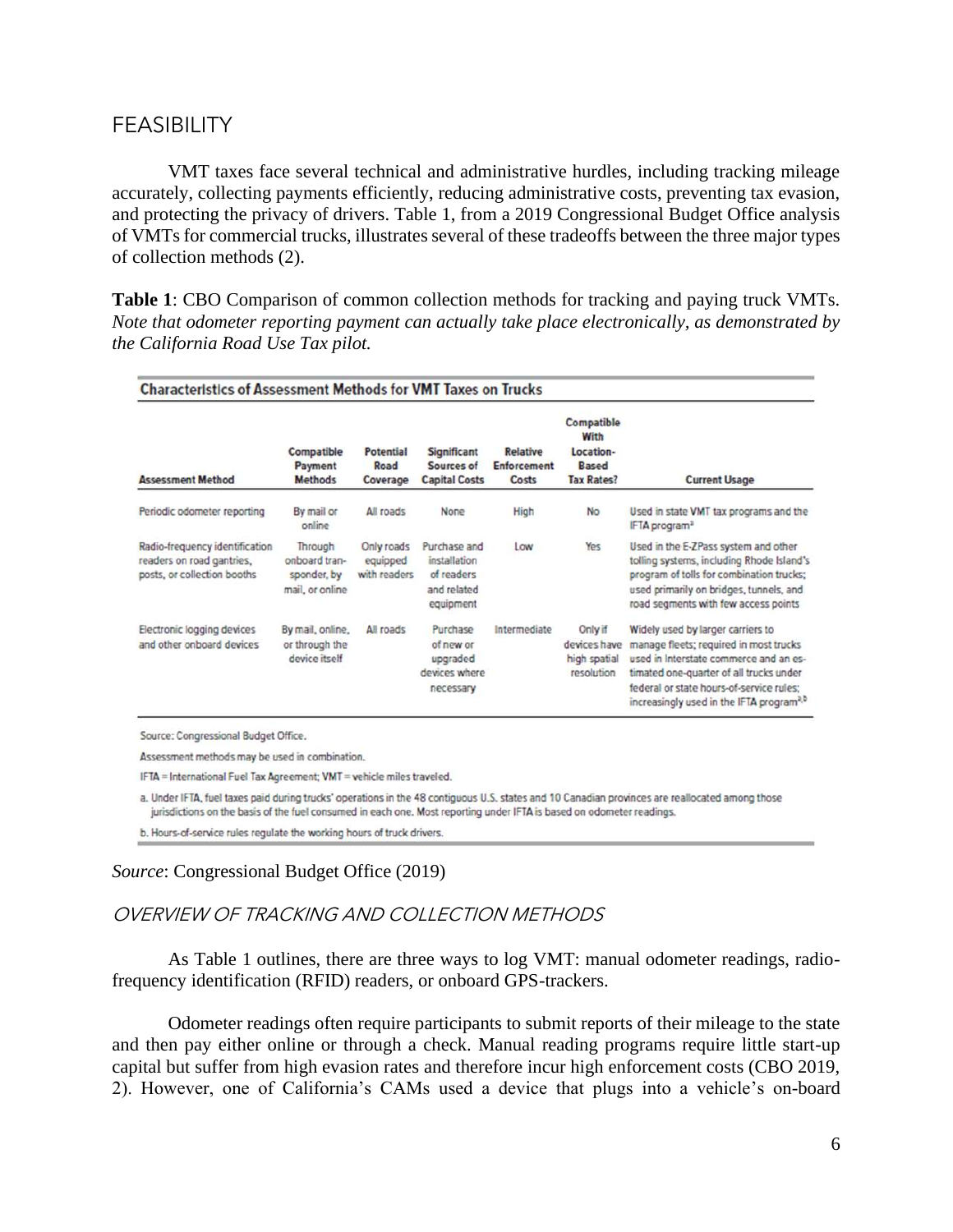## FEASIBILITY

VMT taxes face several technical and administrative hurdles, including tracking mileage accurately, collecting payments efficiently, reducing administrative costs, preventing tax evasion, and protecting the privacy of drivers. Table 1, from a 2019 Congressional Budget Office analysis of VMTs for commercial trucks, illustrates several of these tradeoffs between the three major types of collection methods (2).

**Table 1**: CBO Comparison of common collection methods for tracking and paying truck VMTs. *Note that odometer reporting payment can actually take place electronically, as demonstrated by the California Road Use Tax pilot.*

**Characteristics of Assessment Methods for VMT Taxes on Trucks**

| Assessment Method | Compatible Payment Methods | Potential Road Coverage | Significant Sources of Capital Costs | Relative Enforcement Costs | Compatible With Location-Based Tax Rates? | Current Usage |
|---|---|---|---|---|---|---|
| Periodic odometer reporting | By mail or online | All roads | None | High | No | Used in state VMT tax programs and the IFTA program[a] |
| Radio-frequency identification readers on road gantries, posts, or collection booths | Through onboard transponder, by mail, or online | Only roads equipped with readers | Purchase and installation of readers and related equipment | Low | Yes | Used in the E-ZPass system and other tolling systems, including Rhode Island's program of tolls for combination trucks; used primarily on bridges, tunnels, and road segments with few access points |
| Electronic logging devices and other onboard devices | By mail, online, or through the device itself | All roads | Purchase of new or upgraded devices where necessary | Intermediate | Only if devices have high spatial resolution | Widely used by larger carriers to manage fleets; required in most trucks used in interstate commerce and an estimated one-quarter of all trucks under federal or state hours-of-service rules; increasingly used in the IFTA program[a,b] |

Source: Congressional Budget Office.

Assessment methods may be used in combination.

IFTA = International Fuel Tax Agreement; VMT = vehicle miles traveled.

a. Under IFTA, fuel taxes paid during trucks' operations in the 48 contiguous U.S. states and 10 Canadian provinces are reallocated among those jurisdictions on the basis of the fuel consumed in each one. Most reporting under IFTA is based on odometer readings.

b. Hours-of-service rules regulate the working hours of truck drivers.

*Source*: Congressional Budget Office (2019)

### *OVERVIEW OF TRACKING AND COLLECTION METHODS*

As Table 1 outlines, there are three ways to log VMT: manual odometer readings, radio-frequency identification (RFID) readers, or onboard GPS-trackers.

Odometer readings often require participants to submit reports of their mileage to the state and then pay either online or through a check. Manual reading programs require little start-up capital but suffer from high evasion rates and therefore incur high enforcement costs (CBO 2019, 2). However, one of California's CAMs used a device that plugs into a vehicle's on-board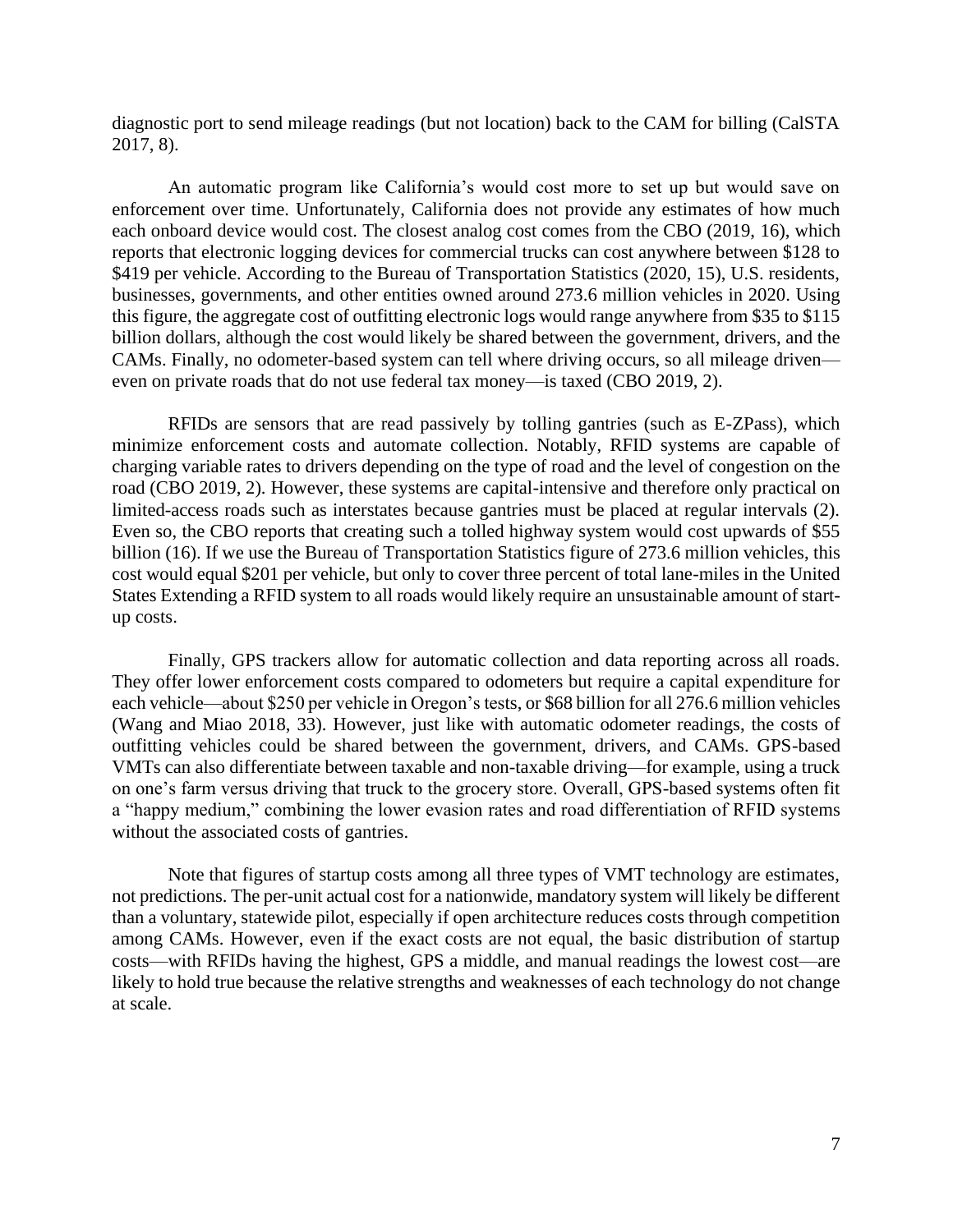diagnostic port to send mileage readings (but not location) back to the CAM for billing (CalSTA 2017, 8).

An automatic program like California's would cost more to set up but would save on enforcement over time. Unfortunately, California does not provide any estimates of how much each onboard device would cost. The closest analog cost comes from the CBO (2019, 16), which reports that electronic logging devices for commercial trucks can cost anywhere between $128 to $419 per vehicle. According to the Bureau of Transportation Statistics (2020, 15), U.S. residents, businesses, governments, and other entities owned around 273.6 million vehicles in 2020. Using this figure, the aggregate cost of outfitting electronic logs would range anywhere from $35 to $115 billion dollars, although the cost would likely be shared between the government, drivers, and the CAMs. Finally, no odometer-based system can tell where driving occurs, so all mileage driven—even on private roads that do not use federal tax money—is taxed (CBO 2019, 2).

RFIDs are sensors that are read passively by tolling gantries (such as E-ZPass), which minimize enforcement costs and automate collection. Notably, RFID systems are capable of charging variable rates to drivers depending on the type of road and the level of congestion on the road (CBO 2019, 2). However, these systems are capital-intensive and therefore only practical on limited-access roads such as interstates because gantries must be placed at regular intervals (2). Even so, the CBO reports that creating such a tolled highway system would cost upwards of $55 billion (16). If we use the Bureau of Transportation Statistics figure of 273.6 million vehicles, this cost would equal $201 per vehicle, but only to cover three percent of total lane-miles in the United States Extending a RFID system to all roads would likely require an unsustainable amount of start-up costs.

Finally, GPS trackers allow for automatic collection and data reporting across all roads. They offer lower enforcement costs compared to odometers but require a capital expenditure for each vehicle—about $250 per vehicle in Oregon's tests, or $68 billion for all 276.6 million vehicles (Wang and Miao 2018, 33). However, just like with automatic odometer readings, the costs of outfitting vehicles could be shared between the government, drivers, and CAMs. GPS-based VMTs can also differentiate between taxable and non-taxable driving—for example, using a truck on one's farm versus driving that truck to the grocery store. Overall, GPS-based systems often fit a "happy medium," combining the lower evasion rates and road differentiation of RFID systems without the associated costs of gantries.

Note that figures of startup costs among all three types of VMT technology are estimates, not predictions. The per-unit actual cost for a nationwide, mandatory system will likely be different than a voluntary, statewide pilot, especially if open architecture reduces costs through competition among CAMs. However, even if the exact costs are not equal, the basic distribution of startup costs—with RFIDs having the highest, GPS a middle, and manual readings the lowest cost—are likely to hold true because the relative strengths and weaknesses of each technology do not change at scale.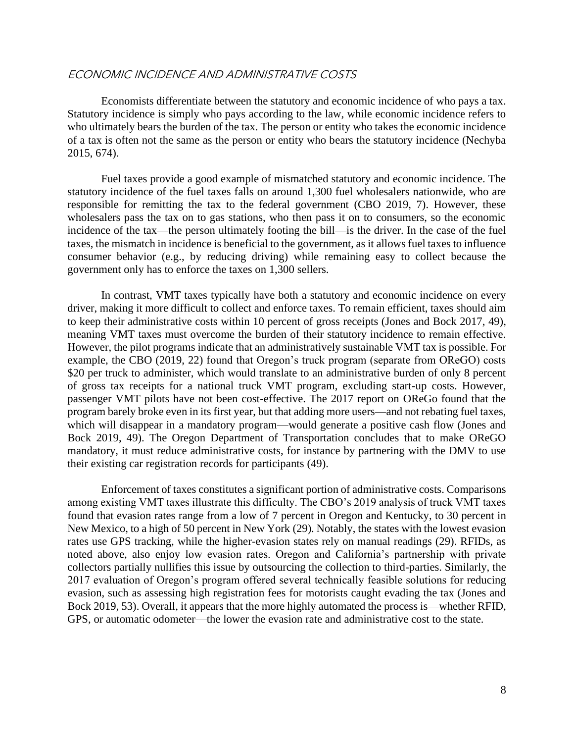## *ECONOMIC INCIDENCE AND ADMINISTRATIVE COSTS*

Economists differentiate between the statutory and economic incidence of who pays a tax. Statutory incidence is simply who pays according to the law, while economic incidence refers to who ultimately bears the burden of the tax. The person or entity who takes the economic incidence of a tax is often not the same as the person or entity who bears the statutory incidence (Nechyba 2015, 674).

Fuel taxes provide a good example of mismatched statutory and economic incidence. The statutory incidence of the fuel taxes falls on around 1,300 fuel wholesalers nationwide, who are responsible for remitting the tax to the federal government (CBO 2019, 7). However, these wholesalers pass the tax on to gas stations, who then pass it on to consumers, so the economic incidence of the tax—the person ultimately footing the bill—is the driver. In the case of the fuel taxes, the mismatch in incidence is beneficial to the government, as it allows fuel taxes to influence consumer behavior (e.g., by reducing driving) while remaining easy to collect because the government only has to enforce the taxes on 1,300 sellers.

In contrast, VMT taxes typically have both a statutory and economic incidence on every driver, making it more difficult to collect and enforce taxes. To remain efficient, taxes should aim to keep their administrative costs within 10 percent of gross receipts (Jones and Bock 2017, 49), meaning VMT taxes must overcome the burden of their statutory incidence to remain effective. However, the pilot programs indicate that an administratively sustainable VMT tax is possible. For example, the CBO (2019, 22) found that Oregon's truck program (separate from OReGO) costs \$20 per truck to administer, which would translate to an administrative burden of only 8 percent of gross tax receipts for a national truck VMT program, excluding start-up costs. However, passenger VMT pilots have not been cost-effective. The 2017 report on OReGo found that the program barely broke even in its first year, but that adding more users—and not rebating fuel taxes, which will disappear in a mandatory program—would generate a positive cash flow (Jones and Bock 2019, 49). The Oregon Department of Transportation concludes that to make OReGO mandatory, it must reduce administrative costs, for instance by partnering with the DMV to use their existing car registration records for participants (49).

Enforcement of taxes constitutes a significant portion of administrative costs. Comparisons among existing VMT taxes illustrate this difficulty. The CBO's 2019 analysis of truck VMT taxes found that evasion rates range from a low of 7 percent in Oregon and Kentucky, to 30 percent in New Mexico, to a high of 50 percent in New York (29). Notably, the states with the lowest evasion rates use GPS tracking, while the higher-evasion states rely on manual readings (29). RFIDs, as noted above, also enjoy low evasion rates. Oregon and California's partnership with private collectors partially nullifies this issue by outsourcing the collection to third-parties. Similarly, the 2017 evaluation of Oregon's program offered several technically feasible solutions for reducing evasion, such as assessing high registration fees for motorists caught evading the tax (Jones and Bock 2019, 53). Overall, it appears that the more highly automated the process is—whether RFID, GPS, or automatic odometer—the lower the evasion rate and administrative cost to the state.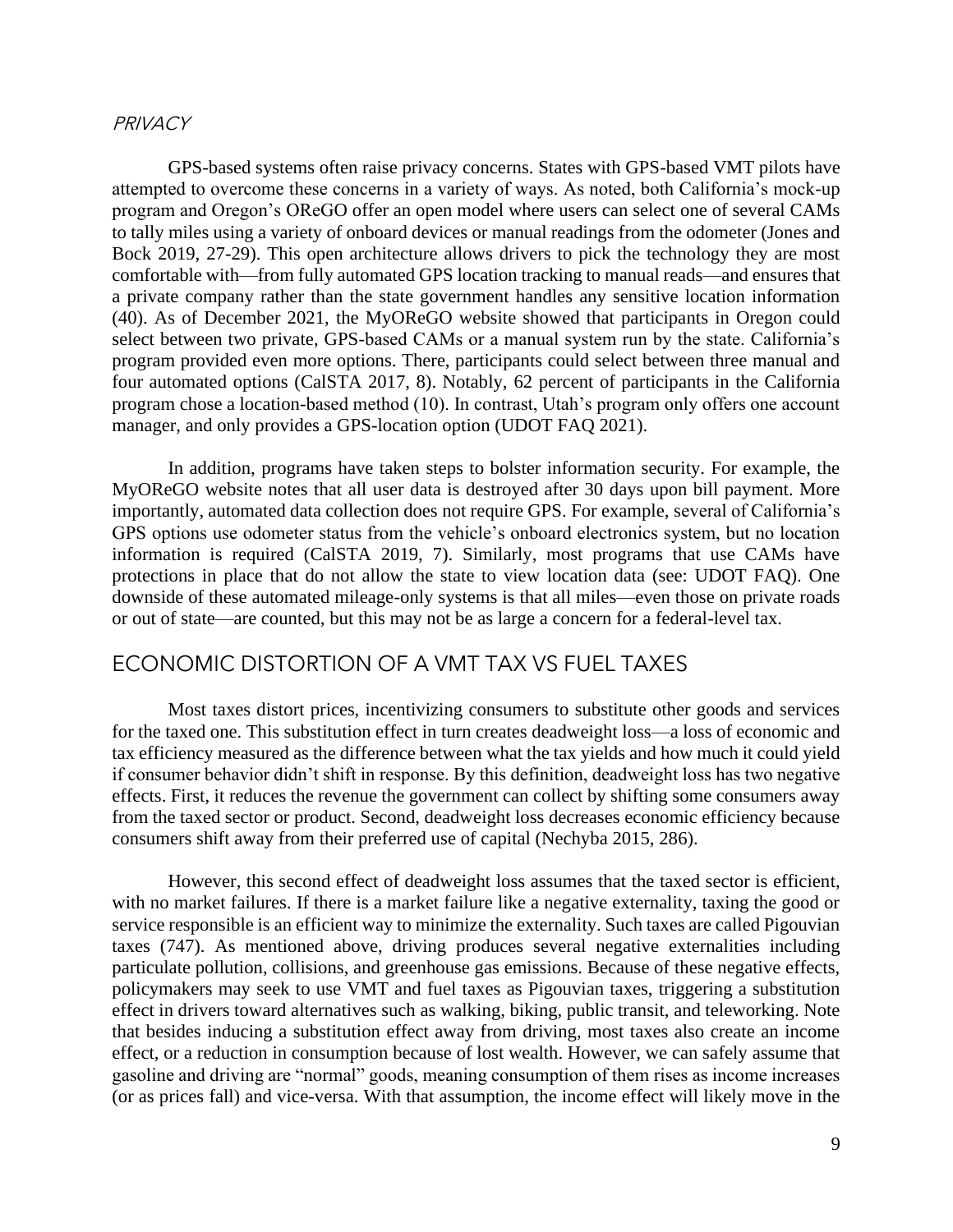### *PRIVACY*

GPS-based systems often raise privacy concerns. States with GPS-based VMT pilots have attempted to overcome these concerns in a variety of ways. As noted, both California's mock-up program and Oregon's OReGO offer an open model where users can select one of several CAMs to tally miles using a variety of onboard devices or manual readings from the odometer (Jones and Bock 2019, 27-29). This open architecture allows drivers to pick the technology they are most comfortable with—from fully automated GPS location tracking to manual reads—and ensures that a private company rather than the state government handles any sensitive location information (40). As of December 2021, the MyOReGO website showed that participants in Oregon could select between two private, GPS-based CAMs or a manual system run by the state. California's program provided even more options. There, participants could select between three manual and four automated options (CalSTA 2017, 8). Notably, 62 percent of participants in the California program chose a location-based method (10). In contrast, Utah's program only offers one account manager, and only provides a GPS-location option (UDOT FAQ 2021).

In addition, programs have taken steps to bolster information security. For example, the MyOReGO website notes that all user data is destroyed after 30 days upon bill payment. More importantly, automated data collection does not require GPS. For example, several of California's GPS options use odometer status from the vehicle's onboard electronics system, but no location information is required (CalSTA 2019, 7). Similarly, most programs that use CAMs have protections in place that do not allow the state to view location data (see: UDOT FAQ). One downside of these automated mileage-only systems is that all miles—even those on private roads or out of state—are counted, but this may not be as large a concern for a federal-level tax.

## ECONOMIC DISTORTION OF A VMT TAX VS FUEL TAXES

Most taxes distort prices, incentivizing consumers to substitute other goods and services for the taxed one. This substitution effect in turn creates deadweight loss—a loss of economic and tax efficiency measured as the difference between what the tax yields and how much it could yield if consumer behavior didn't shift in response. By this definition, deadweight loss has two negative effects. First, it reduces the revenue the government can collect by shifting some consumers away from the taxed sector or product. Second, deadweight loss decreases economic efficiency because consumers shift away from their preferred use of capital (Nechyba 2015, 286).

However, this second effect of deadweight loss assumes that the taxed sector is efficient, with no market failures. If there is a market failure like a negative externality, taxing the good or service responsible is an efficient way to minimize the externality. Such taxes are called Pigouvian taxes (747). As mentioned above, driving produces several negative externalities including particulate pollution, collisions, and greenhouse gas emissions. Because of these negative effects, policymakers may seek to use VMT and fuel taxes as Pigouvian taxes, triggering a substitution effect in drivers toward alternatives such as walking, biking, public transit, and teleworking. Note that besides inducing a substitution effect away from driving, most taxes also create an income effect, or a reduction in consumption because of lost wealth. However, we can safely assume that gasoline and driving are "normal" goods, meaning consumption of them rises as income increases (or as prices fall) and vice-versa. With that assumption, the income effect will likely move in the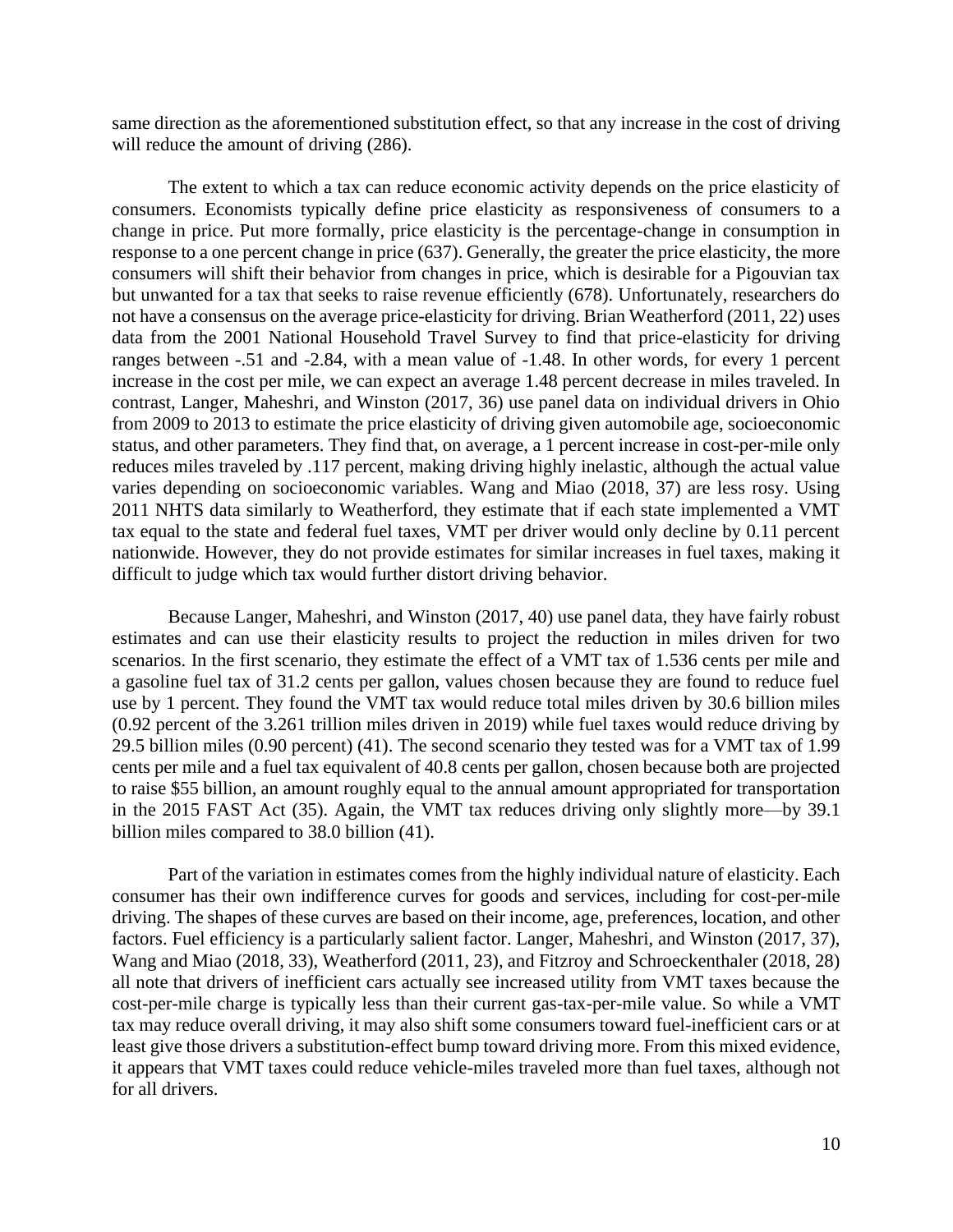same direction as the aforementioned substitution effect, so that any increase in the cost of driving will reduce the amount of driving (286).

The extent to which a tax can reduce economic activity depends on the price elasticity of consumers. Economists typically define price elasticity as responsiveness of consumers to a change in price. Put more formally, price elasticity is the percentage-change in consumption in response to a one percent change in price (637). Generally, the greater the price elasticity, the more consumers will shift their behavior from changes in price, which is desirable for a Pigouvian tax but unwanted for a tax that seeks to raise revenue efficiently (678). Unfortunately, researchers do not have a consensus on the average price-elasticity for driving. Brian Weatherford (2011, 22) uses data from the 2001 National Household Travel Survey to find that price-elasticity for driving ranges between -.51 and -2.84, with a mean value of -1.48. In other words, for every 1 percent increase in the cost per mile, we can expect an average 1.48 percent decrease in miles traveled. In contrast, Langer, Maheshri, and Winston (2017, 36) use panel data on individual drivers in Ohio from 2009 to 2013 to estimate the price elasticity of driving given automobile age, socioeconomic status, and other parameters. They find that, on average, a 1 percent increase in cost-per-mile only reduces miles traveled by .117 percent, making driving highly inelastic, although the actual value varies depending on socioeconomic variables. Wang and Miao (2018, 37) are less rosy. Using 2011 NHTS data similarly to Weatherford, they estimate that if each state implemented a VMT tax equal to the state and federal fuel taxes, VMT per driver would only decline by 0.11 percent nationwide. However, they do not provide estimates for similar increases in fuel taxes, making it difficult to judge which tax would further distort driving behavior.

Because Langer, Maheshri, and Winston (2017, 40) use panel data, they have fairly robust estimates and can use their elasticity results to project the reduction in miles driven for two scenarios. In the first scenario, they estimate the effect of a VMT tax of 1.536 cents per mile and a gasoline fuel tax of 31.2 cents per gallon, values chosen because they are found to reduce fuel use by 1 percent. They found the VMT tax would reduce total miles driven by 30.6 billion miles (0.92 percent of the 3.261 trillion miles driven in 2019) while fuel taxes would reduce driving by 29.5 billion miles (0.90 percent) (41). The second scenario they tested was for a VMT tax of 1.99 cents per mile and a fuel tax equivalent of 40.8 cents per gallon, chosen because both are projected to raise $55 billion, an amount roughly equal to the annual amount appropriated for transportation in the 2015 FAST Act (35). Again, the VMT tax reduces driving only slightly more—by 39.1 billion miles compared to 38.0 billion (41).

Part of the variation in estimates comes from the highly individual nature of elasticity. Each consumer has their own indifference curves for goods and services, including for cost-per-mile driving. The shapes of these curves are based on their income, age, preferences, location, and other factors. Fuel efficiency is a particularly salient factor. Langer, Maheshri, and Winston (2017, 37), Wang and Miao (2018, 33), Weatherford (2011, 23), and Fitzroy and Schroeckenthaler (2018, 28) all note that drivers of inefficient cars actually see increased utility from VMT taxes because the cost-per-mile charge is typically less than their current gas-tax-per-mile value. So while a VMT tax may reduce overall driving, it may also shift some consumers toward fuel-inefficient cars or at least give those drivers a substitution-effect bump toward driving more. From this mixed evidence, it appears that VMT taxes could reduce vehicle-miles traveled more than fuel taxes, although not for all drivers.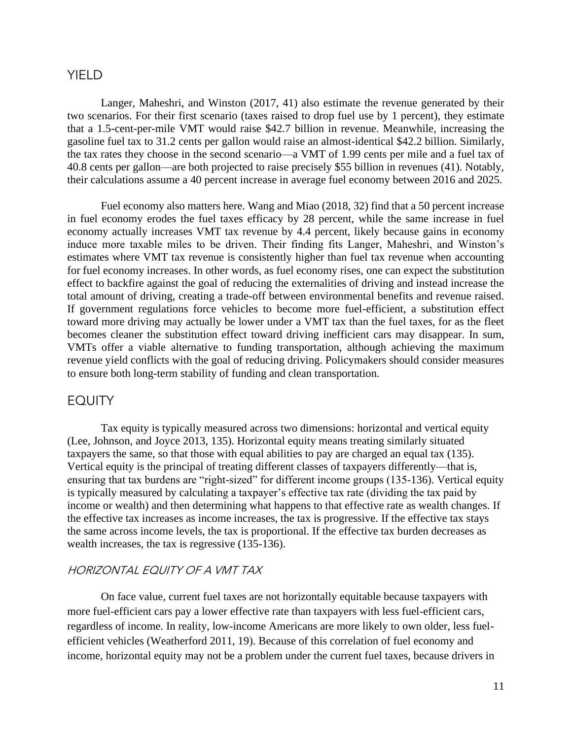## YIELD

Langer, Maheshri, and Winston (2017, 41) also estimate the revenue generated by their two scenarios. For their first scenario (taxes raised to drop fuel use by 1 percent), they estimate that a 1.5-cent-per-mile VMT would raise $42.7 billion in revenue. Meanwhile, increasing the gasoline fuel tax to 31.2 cents per gallon would raise an almost-identical $42.2 billion. Similarly, the tax rates they choose in the second scenario—a VMT of 1.99 cents per mile and a fuel tax of 40.8 cents per gallon—are both projected to raise precisely $55 billion in revenues (41). Notably, their calculations assume a 40 percent increase in average fuel economy between 2016 and 2025.

Fuel economy also matters here. Wang and Miao (2018, 32) find that a 50 percent increase in fuel economy erodes the fuel taxes efficacy by 28 percent, while the same increase in fuel economy actually increases VMT tax revenue by 4.4 percent, likely because gains in economy induce more taxable miles to be driven. Their finding fits Langer, Maheshri, and Winston's estimates where VMT tax revenue is consistently higher than fuel tax revenue when accounting for fuel economy increases. In other words, as fuel economy rises, one can expect the substitution effect to backfire against the goal of reducing the externalities of driving and instead increase the total amount of driving, creating a trade-off between environmental benefits and revenue raised. If government regulations force vehicles to become more fuel-efficient, a substitution effect toward more driving may actually be lower under a VMT tax than the fuel taxes, for as the fleet becomes cleaner the substitution effect toward driving inefficient cars may disappear. In sum, VMTs offer a viable alternative to funding transportation, although achieving the maximum revenue yield conflicts with the goal of reducing driving. Policymakers should consider measures to ensure both long-term stability of funding and clean transportation.

## EQUITY

Tax equity is typically measured across two dimensions: horizontal and vertical equity (Lee, Johnson, and Joyce 2013, 135). Horizontal equity means treating similarly situated taxpayers the same, so that those with equal abilities to pay are charged an equal tax (135). Vertical equity is the principal of treating different classes of taxpayers differently—that is, ensuring that tax burdens are "right-sized" for different income groups (135-136). Vertical equity is typically measured by calculating a taxpayer's effective tax rate (dividing the tax paid by income or wealth) and then determining what happens to that effective rate as wealth changes. If the effective tax increases as income increases, the tax is progressive. If the effective tax stays the same across income levels, the tax is proportional. If the effective tax burden decreases as wealth increases, the tax is regressive (135-136).

### *HORIZONTAL EQUITY OF A VMT TAX*

On face value, current fuel taxes are not horizontally equitable because taxpayers with more fuel-efficient cars pay a lower effective rate than taxpayers with less fuel-efficient cars, regardless of income. In reality, low-income Americans are more likely to own older, less fuel-efficient vehicles (Weatherford 2011, 19). Because of this correlation of fuel economy and income, horizontal equity may not be a problem under the current fuel taxes, because drivers in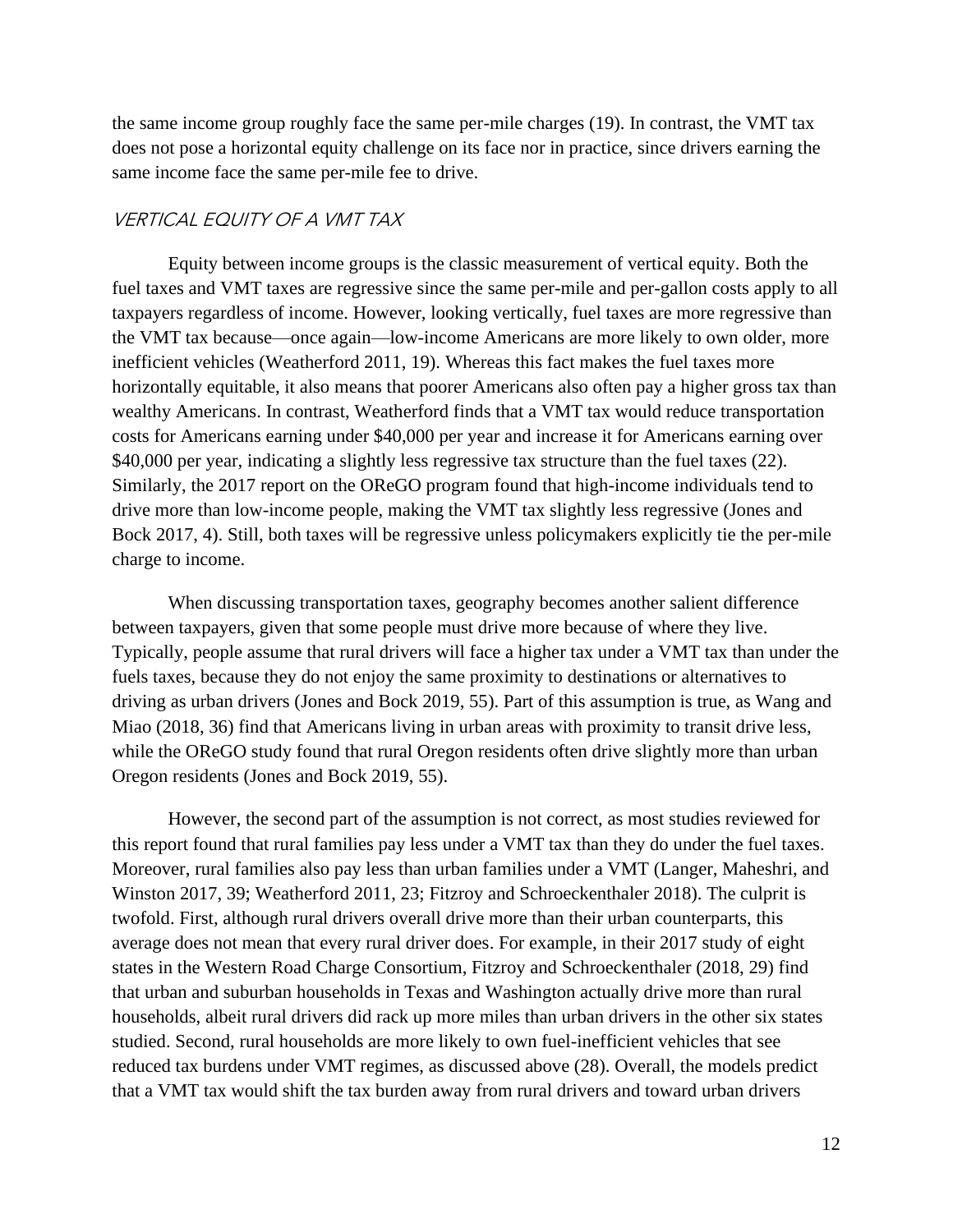the same income group roughly face the same per-mile charges (19). In contrast, the VMT tax does not pose a horizontal equity challenge on its face nor in practice, since drivers earning the same income face the same per-mile fee to drive.

### *VERTICAL EQUITY OF A VMT TAX*

Equity between income groups is the classic measurement of vertical equity. Both the fuel taxes and VMT taxes are regressive since the same per-mile and per-gallon costs apply to all taxpayers regardless of income. However, looking vertically, fuel taxes are more regressive than the VMT tax because—once again—low-income Americans are more likely to own older, more inefficient vehicles (Weatherford 2011, 19). Whereas this fact makes the fuel taxes more horizontally equitable, it also means that poorer Americans also often pay a higher gross tax than wealthy Americans. In contrast, Weatherford finds that a VMT tax would reduce transportation costs for Americans earning under $40,000 per year and increase it for Americans earning over $40,000 per year, indicating a slightly less regressive tax structure than the fuel taxes (22). Similarly, the 2017 report on the OReGO program found that high-income individuals tend to drive more than low-income people, making the VMT tax slightly less regressive (Jones and Bock 2017, 4). Still, both taxes will be regressive unless policymakers explicitly tie the per-mile charge to income.

When discussing transportation taxes, geography becomes another salient difference between taxpayers, given that some people must drive more because of where they live. Typically, people assume that rural drivers will face a higher tax under a VMT tax than under the fuels taxes, because they do not enjoy the same proximity to destinations or alternatives to driving as urban drivers (Jones and Bock 2019, 55). Part of this assumption is true, as Wang and Miao (2018, 36) find that Americans living in urban areas with proximity to transit drive less, while the OReGO study found that rural Oregon residents often drive slightly more than urban Oregon residents (Jones and Bock 2019, 55).

However, the second part of the assumption is not correct, as most studies reviewed for this report found that rural families pay less under a VMT tax than they do under the fuel taxes. Moreover, rural families also pay less than urban families under a VMT (Langer, Maheshri, and Winston 2017, 39; Weatherford 2011, 23; Fitzroy and Schroeckenthaler 2018). The culprit is twofold. First, although rural drivers overall drive more than their urban counterparts, this average does not mean that every rural driver does. For example, in their 2017 study of eight states in the Western Road Charge Consortium, Fitzroy and Schroeckenthaler (2018, 29) find that urban and suburban households in Texas and Washington actually drive more than rural households, albeit rural drivers did rack up more miles than urban drivers in the other six states studied. Second, rural households are more likely to own fuel-inefficient vehicles that see reduced tax burdens under VMT regimes, as discussed above (28). Overall, the models predict that a VMT tax would shift the tax burden away from rural drivers and toward urban drivers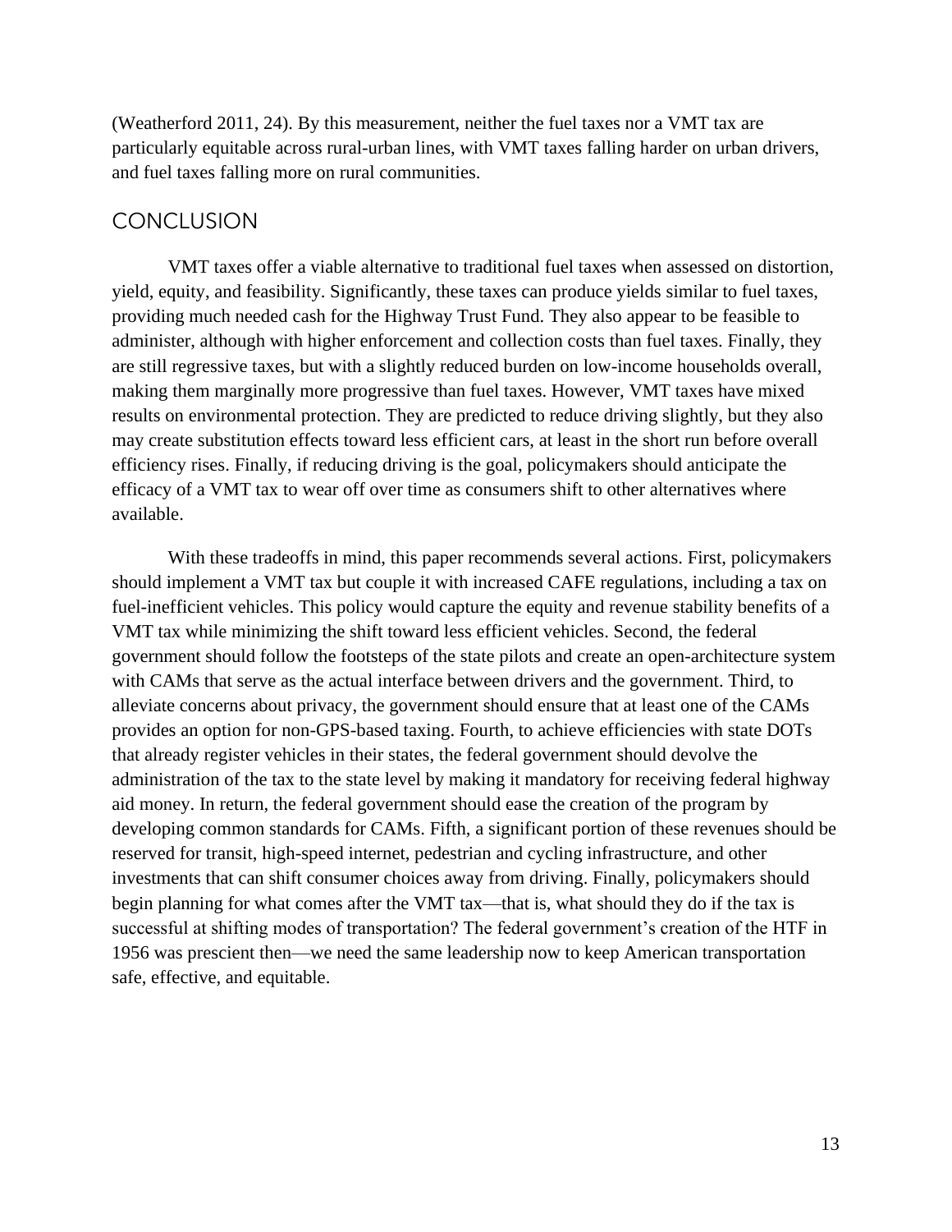(Weatherford 2011, 24). By this measurement, neither the fuel taxes nor a VMT tax are particularly equitable across rural-urban lines, with VMT taxes falling harder on urban drivers, and fuel taxes falling more on rural communities.

## CONCLUSION

VMT taxes offer a viable alternative to traditional fuel taxes when assessed on distortion, yield, equity, and feasibility. Significantly, these taxes can produce yields similar to fuel taxes, providing much needed cash for the Highway Trust Fund. They also appear to be feasible to administer, although with higher enforcement and collection costs than fuel taxes. Finally, they are still regressive taxes, but with a slightly reduced burden on low-income households overall, making them marginally more progressive than fuel taxes. However, VMT taxes have mixed results on environmental protection. They are predicted to reduce driving slightly, but they also may create substitution effects toward less efficient cars, at least in the short run before overall efficiency rises. Finally, if reducing driving is the goal, policymakers should anticipate the efficacy of a VMT tax to wear off over time as consumers shift to other alternatives where available.

With these tradeoffs in mind, this paper recommends several actions. First, policymakers should implement a VMT tax but couple it with increased CAFE regulations, including a tax on fuel-inefficient vehicles. This policy would capture the equity and revenue stability benefits of a VMT tax while minimizing the shift toward less efficient vehicles. Second, the federal government should follow the footsteps of the state pilots and create an open-architecture system with CAMs that serve as the actual interface between drivers and the government. Third, to alleviate concerns about privacy, the government should ensure that at least one of the CAMs provides an option for non-GPS-based taxing. Fourth, to achieve efficiencies with state DOTs that already register vehicles in their states, the federal government should devolve the administration of the tax to the state level by making it mandatory for receiving federal highway aid money. In return, the federal government should ease the creation of the program by developing common standards for CAMs. Fifth, a significant portion of these revenues should be reserved for transit, high-speed internet, pedestrian and cycling infrastructure, and other investments that can shift consumer choices away from driving. Finally, policymakers should begin planning for what comes after the VMT tax—that is, what should they do if the tax is successful at shifting modes of transportation? The federal government's creation of the HTF in 1956 was prescient then—we need the same leadership now to keep American transportation safe, effective, and equitable.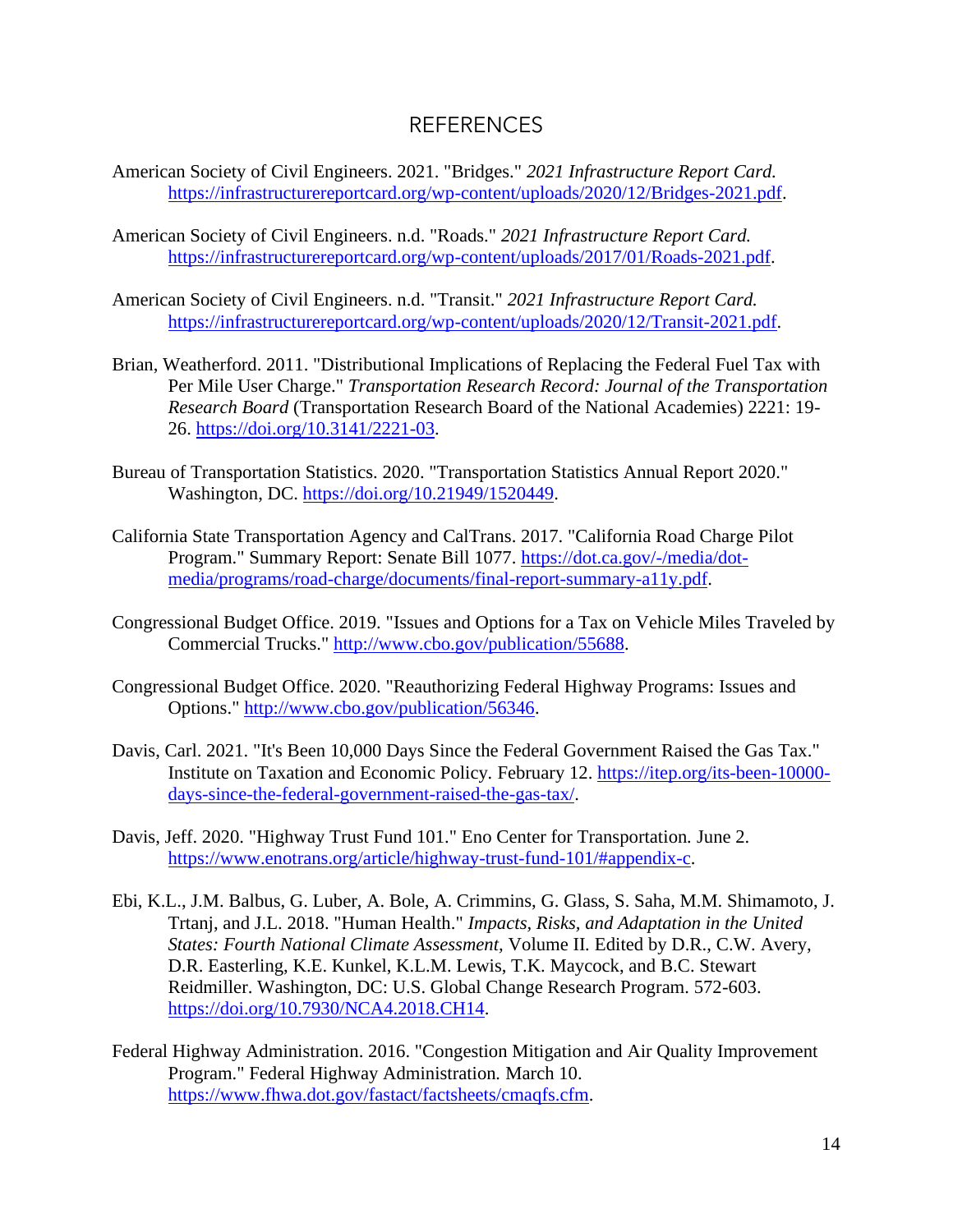# REFERENCES

American Society of Civil Engineers. 2021. "Bridges." *2021 Infrastructure Report Card.* https://infrastructurereportcard.org/wp-content/uploads/2020/12/Bridges-2021.pdf.

American Society of Civil Engineers. n.d. "Roads." *2021 Infrastructure Report Card.* https://infrastructurereportcard.org/wp-content/uploads/2017/01/Roads-2021.pdf.

American Society of Civil Engineers. n.d. "Transit." *2021 Infrastructure Report Card.* https://infrastructurereportcard.org/wp-content/uploads/2020/12/Transit-2021.pdf.

Brian, Weatherford. 2011. "Distributional Implications of Replacing the Federal Fuel Tax with Per Mile User Charge." *Transportation Research Record: Journal of the Transportation Research Board* (Transportation Research Board of the National Academies) 2221: 19-26. https://doi.org/10.3141/2221-03.

Bureau of Transportation Statistics. 2020. "Transportation Statistics Annual Report 2020." Washington, DC. https://doi.org/10.21949/1520449.

California State Transportation Agency and CalTrans. 2017. "California Road Charge Pilot Program." Summary Report: Senate Bill 1077. https://dot.ca.gov/-/media/dot-media/programs/road-charge/documents/final-report-summary-a11y.pdf.

Congressional Budget Office. 2019. "Issues and Options for a Tax on Vehicle Miles Traveled by Commercial Trucks." http://www.cbo.gov/publication/55688.

Congressional Budget Office. 2020. "Reauthorizing Federal Highway Programs: Issues and Options." http://www.cbo.gov/publication/56346.

Davis, Carl. 2021. "It's Been 10,000 Days Since the Federal Government Raised the Gas Tax." Institute on Taxation and Economic Policy. February 12. https://itep.org/its-been-10000-days-since-the-federal-government-raised-the-gas-tax/.

Davis, Jeff. 2020. "Highway Trust Fund 101." Eno Center for Transportation. June 2. https://www.enotrans.org/article/highway-trust-fund-101/#appendix-c.

Ebi, K.L., J.M. Balbus, G. Luber, A. Bole, A. Crimmins, G. Glass, S. Saha, M.M. Shimamoto, J. Trtanj, and J.L. 2018. "Human Health." *Impacts, Risks, and Adaptation in the United States: Fourth National Climate Assessment,* Volume II. Edited by D.R., C.W. Avery, D.R. Easterling, K.E. Kunkel, K.L.M. Lewis, T.K. Maycock, and B.C. Stewart Reidmiller. Washington, DC: U.S. Global Change Research Program. 572-603. https://doi.org/10.7930/NCA4.2018.CH14.

Federal Highway Administration. 2016. "Congestion Mitigation and Air Quality Improvement Program." Federal Highway Administration. March 10. https://www.fhwa.dot.gov/fastact/factsheets/cmaqfs.cfm.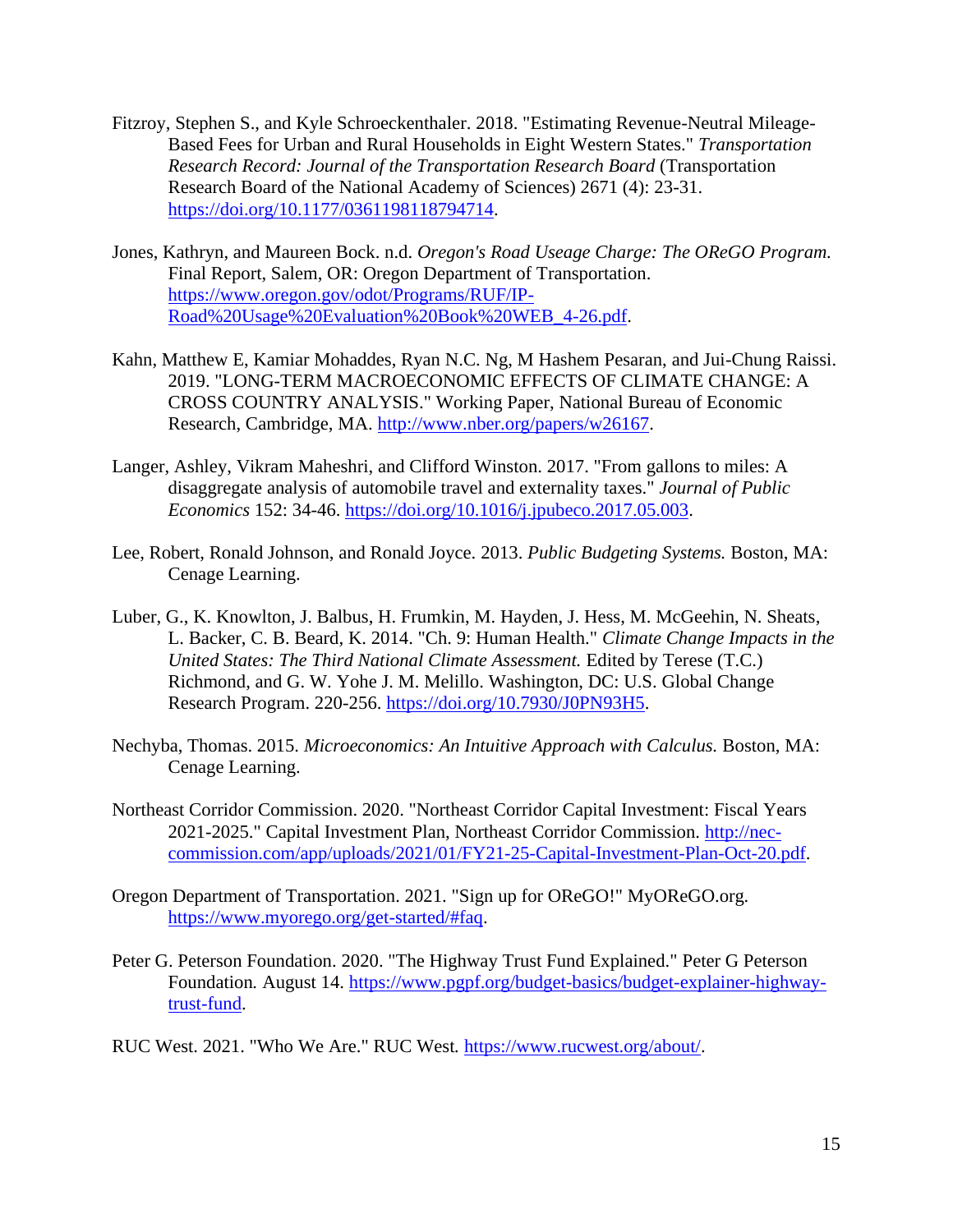Fitzroy, Stephen S., and Kyle Schroeckenthaler. 2018. "Estimating Revenue-Neutral Mileage-Based Fees for Urban and Rural Households in Eight Western States." *Transportation Research Record: Journal of the Transportation Research Board* (Transportation Research Board of the National Academy of Sciences) 2671 (4): 23-31. https://doi.org/10.1177/0361198118794714.

Jones, Kathryn, and Maureen Bock. n.d. *Oregon's Road Useage Charge: The OReGO Program.* Final Report, Salem, OR: Oregon Department of Transportation. https://www.oregon.gov/odot/Programs/RUF/IP-Road%20Usage%20Evaluation%20Book%20WEB_4-26.pdf.

Kahn, Matthew E, Kamiar Mohaddes, Ryan N.C. Ng, M Hashem Pesaran, and Jui-Chung Raissi. 2019. "LONG-TERM MACROECONOMIC EFFECTS OF CLIMATE CHANGE: A CROSS COUNTRY ANALYSIS." Working Paper, National Bureau of Economic Research, Cambridge, MA. http://www.nber.org/papers/w26167.

Langer, Ashley, Vikram Maheshri, and Clifford Winston. 2017. "From gallons to miles: A disaggregate analysis of automobile travel and externality taxes." *Journal of Public Economics* 152: 34-46. https://doi.org/10.1016/j.jpubeco.2017.05.003.

Lee, Robert, Ronald Johnson, and Ronald Joyce. 2013. *Public Budgeting Systems.* Boston, MA: Cenage Learning.

Luber, G., K. Knowlton, J. Balbus, H. Frumkin, M. Hayden, J. Hess, M. McGeehin, N. Sheats, L. Backer, C. B. Beard, K. 2014. "Ch. 9: Human Health." *Climate Change Impacts in the United States: The Third National Climate Assessment.* Edited by Terese (T.C.) Richmond, and G. W. Yohe J. M. Melillo. Washington, DC: U.S. Global Change Research Program. 220-256. https://doi.org/10.7930/J0PN93H5.

Nechyba, Thomas. 2015. *Microeconomics: An Intuitive Approach with Calculus.* Boston, MA: Cenage Learning.

Northeast Corridor Commission. 2020. "Northeast Corridor Capital Investment: Fiscal Years 2021-2025." Capital Investment Plan, Northeast Corridor Commission. http://nec-commission.com/app/uploads/2021/01/FY21-25-Capital-Investment-Plan-Oct-20.pdf.

Oregon Department of Transportation. 2021. "Sign up for OReGO!" MyOReGO.org. https://www.myorego.org/get-started/#faq.

Peter G. Peterson Foundation. 2020. "The Highway Trust Fund Explained." Peter G Peterson Foundation. August 14. https://www.pgpf.org/budget-basics/budget-explainer-highway-trust-fund.

RUC West. 2021. "Who We Are." RUC West. https://www.rucwest.org/about/.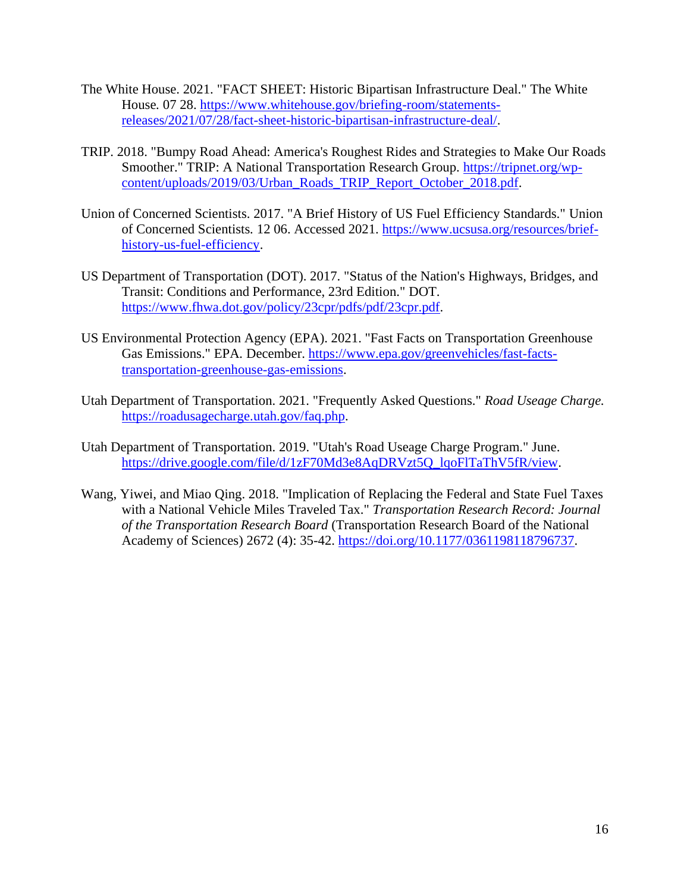The White House. 2021. "FACT SHEET: Historic Bipartisan Infrastructure Deal." The White House. 07 28. https://www.whitehouse.gov/briefing-room/statements-releases/2021/07/28/fact-sheet-historic-bipartisan-infrastructure-deal/.

TRIP. 2018. "Bumpy Road Ahead: America's Roughest Rides and Strategies to Make Our Roads Smoother." TRIP: A National Transportation Research Group. https://tripnet.org/wp-content/uploads/2019/03/Urban_Roads_TRIP_Report_October_2018.pdf.

Union of Concerned Scientists. 2017. "A Brief History of US Fuel Efficiency Standards." Union of Concerned Scientists. 12 06. Accessed 2021. https://www.ucsusa.org/resources/brief-history-us-fuel-efficiency.

US Department of Transportation (DOT). 2017. "Status of the Nation's Highways, Bridges, and Transit: Conditions and Performance, 23rd Edition." DOT. https://www.fhwa.dot.gov/policy/23cpr/pdfs/pdf/23cpr.pdf.

US Environmental Protection Agency (EPA). 2021. "Fast Facts on Transportation Greenhouse Gas Emissions." EPA. December. https://www.epa.gov/greenvehicles/fast-facts-transportation-greenhouse-gas-emissions.

Utah Department of Transportation. 2021. "Frequently Asked Questions." *Road Useage Charge.* https://roadusagecharge.utah.gov/faq.php.

Utah Department of Transportation. 2019. "Utah's Road Useage Charge Program." June. https://drive.google.com/file/d/1zF70Md3e8AqDRVzt5Q_lqoFlTaThV5fR/view.

Wang, Yiwei, and Miao Qing. 2018. "Implication of Replacing the Federal and State Fuel Taxes with a National Vehicle Miles Traveled Tax." *Transportation Research Record: Journal of the Transportation Research Board* (Transportation Research Board of the National Academy of Sciences) 2672 (4): 35-42. https://doi.org/10.1177/0361198118796737.